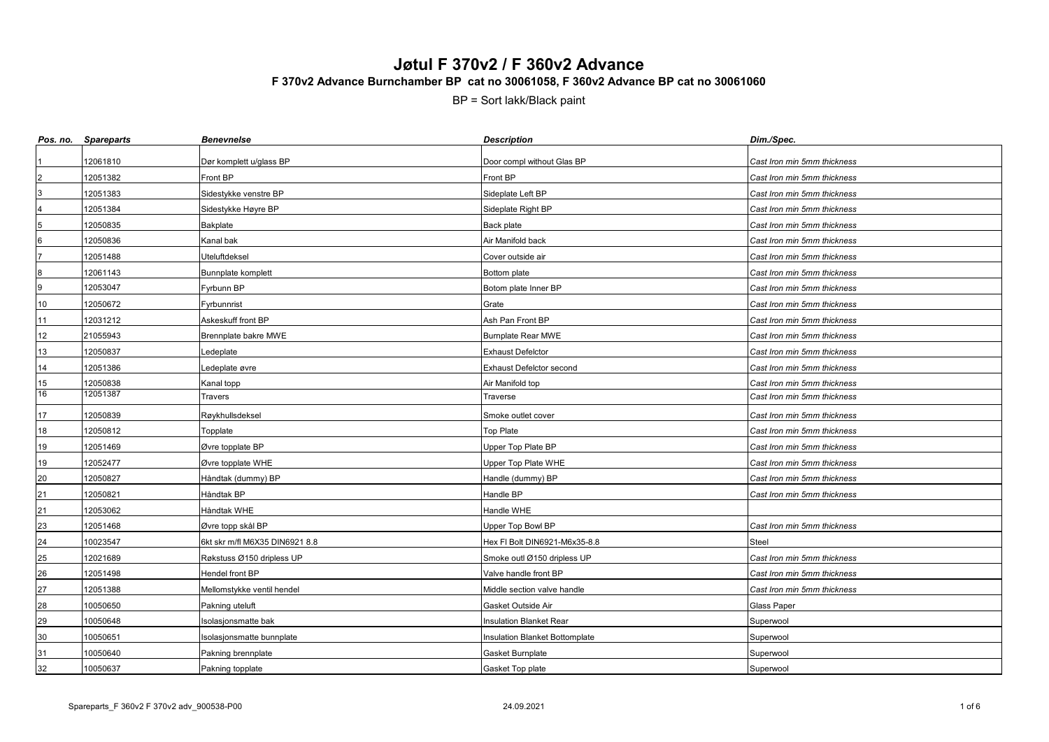# Jøtul F 370v2 / F 360v2 Advance

## F 370v2 Advance Burnchamber BP cat no 30061058, F 360v2 Advance BP cat no 30061060

BP = Sort lakk/Black paint

| *Pos. no.* | *Spareparts* | *Benevnelse* | *Description* | *Dim./Spec.* |
|---|---|---|---|---|
| 1 | 12061810 | Dør komplett u/glass BP | Door compl without Glas BP | *Cast Iron min 5mm thickness* |
| 2 | 12051382 | Front BP | Front BP | *Cast Iron min 5mm thickness* |
| 3 | 12051383 | Sidestykke venstre BP | Sideplate Left BP | *Cast Iron min 5mm thickness* |
| 4 | 12051384 | Sidestykke Høyre BP | Sideplate Right BP | *Cast Iron min 5mm thickness* |
| 5 | 12050835 | Bakplate | Back plate | *Cast Iron min 5mm thickness* |
| 6 | 12050836 | Kanal bak | Air Manifold back | *Cast Iron min 5mm thickness* |
| 7 | 12051488 | Uteluftdeksel | Cover outside air | *Cast Iron min 5mm thickness* |
| 8 | 12061143 | Bunnplate komplett | Bottom plate | *Cast Iron min 5mm thickness* |
| 9 | 12053047 | Fyrbunn BP | Botom plate Inner BP | *Cast Iron min 5mm thickness* |
| 10 | 12050672 | Fyrbunnrist | Grate | *Cast Iron min 5mm thickness* |
| 11 | 12031212 | Askeskuff front BP | Ash Pan Front BP | *Cast Iron min 5mm thickness* |
| 12 | 21055943 | Brennplate bakre MWE | Burnplate Rear MWE | *Cast Iron min 5mm thickness* |
| 13 | 12050837 | Ledeplate | Exhaust Defelctor | *Cast Iron min 5mm thickness* |
| 14 | 12051386 | Ledeplate øvre | Exhaust Defelctor second | *Cast Iron min 5mm thickness* |
| 15 | 12050838 | Kanal topp | Air Manifold top | *Cast Iron min 5mm thickness* |
| 16 | 12051387 | Travers | Traverse | *Cast Iron min 5mm thickness* |
| 17 | 12050839 | Røykhullsdeksel | Smoke outlet cover | *Cast Iron min 5mm thickness* |
| 18 | 12050812 | Topplate | Top Plate | *Cast Iron min 5mm thickness* |
| 19 | 12051469 | Øvre topplate BP | Upper Top Plate BP | *Cast Iron min 5mm thickness* |
| 19 | 12052477 | Øvre topplate WHE | Upper Top Plate WHE | *Cast Iron min 5mm thickness* |
| 20 | 12050827 | Håndtak (dummy) BP | Handle (dummy) BP | *Cast Iron min 5mm thickness* |
| 21 | 12050821 | Håndtak BP | Handle BP | *Cast Iron min 5mm thickness* |
| 21 | 12053062 | Håndtak WHE | Handle WHE | |
| 23 | 12051468 | Øvre topp skål BP | Upper Top Bowl BP | *Cast Iron min 5mm thickness* |
| 24 | 10023547 | 6kt skr m/fl M6X35 DIN6921 8.8 | Hex Fl Bolt DIN6921-M6x35-8.8 | Steel |
| 25 | 12021689 | Røkstuss Ø150 dripless UP | Smoke outl Ø150 dripless UP | *Cast Iron min 5mm thickness* |
| 26 | 12051498 | Hendel front BP | Valve handle front BP | *Cast Iron min 5mm thickness* |
| 27 | 12051388 | Mellomstykke ventil hendel | Middle section valve handle | *Cast Iron min 5mm thickness* |
| 28 | 10050650 | Pakning uteluft | Gasket Outside Air | Glass Paper |
| 29 | 10050648 | Isolasjonsmatte bak | Insulation Blanket Rear | Superwool |
| 30 | 10050651 | Isolasjonsmatte bunnplate | Insulation Blanket Bottomplate | Superwool |
| 31 | 10050640 | Pakning brennplate | Gasket Burnplate | Superwool |
| 32 | 10050637 | Pakning topplate | Gasket Top plate | Superwool |

Spareparts_F 360v2 F 370v2 adv_900538-P00 24.09.2021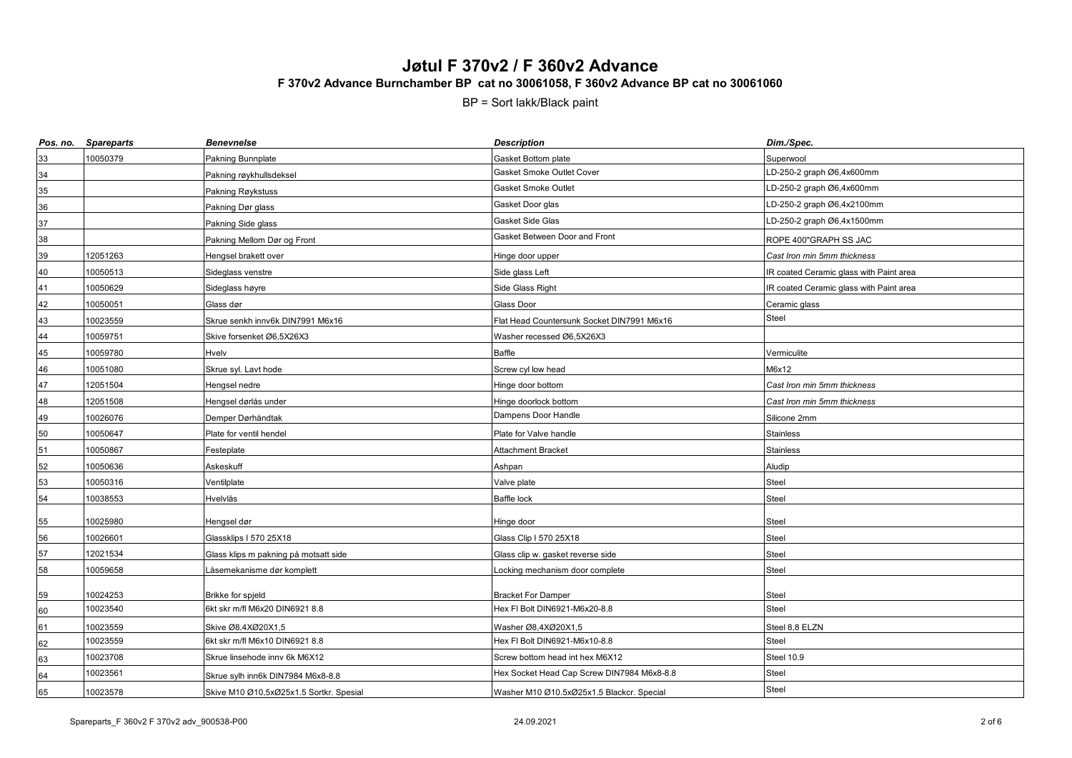# Jøtul F 370v2 / F 360v2 Advance

**F 370v2 Advance Burnchamber BP cat no 30061058, F 360v2 Advance BP cat no 30061060**

BP = Sort lakk/Black paint

| *Pos. no.* | *Spareparts* | *Benevnelse* | *Description* | *Dim./Spec.* |
|---|---|---|---|---|
| 33 | 10050379 | Pakning Bunnplate | Gasket Bottom plate | Superwool |
| 34 | | Pakning røykhullsdeksel | Gasket Smoke Outlet Cover | LD-250-2 graph Ø6,4x600mm |
| 35 | | Pakning Røykstuss | Gasket Smoke Outlet | LD-250-2 graph Ø6,4x600mm |
| 36 | | Pakning Dør glass | Gasket Door glas | LD-250-2 graph Ø6,4x2100mm |
| 37 | | Pakning Side glass | Gasket Side Glas | LD-250-2 graph Ø6,4x1500mm |
| 38 | | Pakning Mellom Dør og Front | Gasket Between Door and Front | ROPE 400"GRAPH SS JAC |
| 39 | 12051263 | Hengsel brakett over | Hinge door upper | *Cast Iron min 5mm thickness* |
| 40 | 10050513 | Sideglass venstre | Side glass Left | IR coated Ceramic glass with Paint area |
| 41 | 10050629 | Sideglass høyre | Side Glass Right | IR coated Ceramic glass with Paint area |
| 42 | 10050051 | Glass dør | Glass Door | Ceramic glass |
| 43 | 10023559 | Skrue senkh innv6k DIN7991 M6x16 | Flat Head Countersunk Socket DIN7991 M6x16 | Steel |
| 44 | 10059751 | Skive forsenket Ø6,5X26X3 | Washer recessed Ø6,5X26X3 | |
| 45 | 10059780 | Hvelv | Baffle | Vermiculite |
| 46 | 10051080 | Skrue syl. Lavt hode | Screw cyl low head | M6x12 |
| 47 | 12051504 | Hengsel nedre | Hinge door bottom | *Cast Iron min 5mm thickness* |
| 48 | 12051508 | Hengsel dørlås under | Hinge doorlock bottom | *Cast Iron min 5mm thickness* |
| 49 | 10026076 | Demper Dørhåndtak | Dampens Door Handle | Silicone 2mm |
| 50 | 10050647 | Plate for ventil hendel | Plate for Valve handle | Stainless |
| 51 | 10050867 | Festeplate | Attachment Bracket | Stainless |
| 52 | 10050636 | Askeskuff | Ashpan | Aludip |
| 53 | 10050316 | Ventilplate | Valve plate | Steel |
| 54 | 10038553 | Hvelvlås | Baffle lock | Steel |
| 55 | 10025980 | Hengsel dør | Hinge door | Steel |
| 56 | 10026601 | Glassklips I 570 25X18 | Glass Clip I 570 25X18 | Steel |
| 57 | 12021534 | Glass klips m pakning på motsatt side | Glass clip w. gasket reverse side | Steel |
| 58 | 10059658 | Låsemekanisme dør komplett | Locking mechanism door complete | Steel |
| 59 | 10024253 | Brikke for spjeld | Bracket For Damper | Steel |
| 60 | 10023540 | 6kt skr m/fl M6x20 DIN6921 8.8 | Hex Fl Bolt DIN6921-M6x20-8.8 | Steel |
| 61 | 10023559 | Skive Ø8,4XØ20X1,5 | Washer Ø8,4XØ20X1,5 | Steel 8,8 ELZN |
| 62 | 10023559 | 6kt skr m/fl M6x10 DIN6921 8.8 | Hex Fl Bolt DIN6921-M6x10-8.8 | Steel |
| 63 | 10023708 | Skrue linsehode innv 6k M6X12 | Screw bottom head int hex M6X12 | Steel 10.9 |
| 64 | 10023561 | Skrue sylh inn6k DIN7984 M6x8-8.8 | Hex Socket Head Cap Screw DIN7984 M6x8-8.8 | Steel |
| 65 | 10023578 | Skive M10 Ø10,5xØ25x1.5 Sortkr. Spesial | Washer M10 Ø10.5xØ25x1.5 Blackcr. Special | Steel |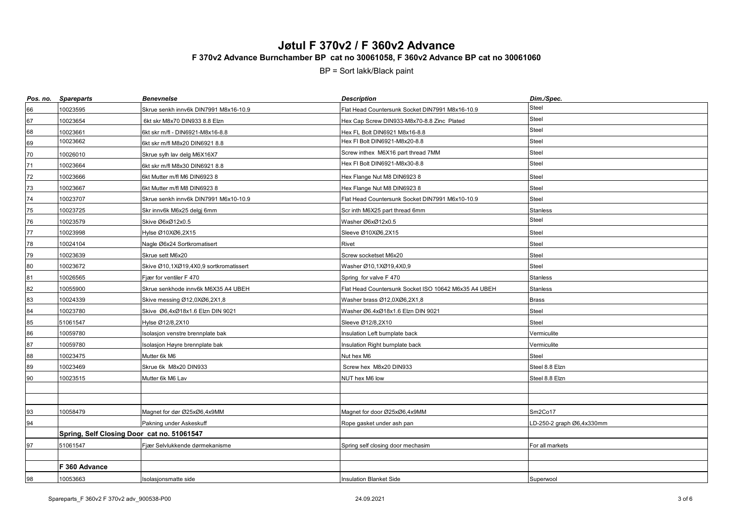# Jøtul F 370v2 / F 360v2 Advance

## F 370v2 Advance Burnchamber BP cat no 30061058, F 360v2 Advance BP cat no 30061060

BP = Sort lakk/Black paint

| *Pos. no.* | *Spareparts* | *Benevnelse* | *Description* | *Dim./Spec.* |
|---|---|---|---|---|
| 66 | 10023595 | Skrue senkh innv6k DIN7991 M8x16-10.9 | Flat Head Countersunk Socket DIN7991 M8x16-10.9 | Steel |
| 67 | 10023654 | 6kt skr M8x70 DIN933 8.8 Elzn | Hex Cap Screw DIN933-M8x70-8.8 Zinc Plated | Steel |
| 68 | 10023661 | 6kt skr m/fl - DIN6921-M8x16-8.8 | Hex FL Bolt DIN6921 M8x16-8.8 | Steel |
| 69 | 10023662 | 6kt skr m/fl M8x20 DIN6921 8.8 | Hex Fl Bolt DIN6921-M8x20-8.8 | Steel |
| 70 | 10026010 | Skrue sylh lav delg M6X16X7 | Screw inthex M6X16 part thread 7MM | Steel |
| 71 | 10023664 | 6kt skr m/fl M8x30 DIN6921 8.8 | Hex Fl Bolt DIN6921-M8x30-8.8 | Steel |
| 72 | 10023666 | 6kt Mutter m/fl M6 DIN6923 8 | Hex Flange Nut M8 DIN6923 8 | Steel |
| 73 | 10023667 | 6kt Mutter m/fl M8 DIN6923 8 | Hex Flange Nut M8 DIN6923 8 | Steel |
| 74 | 10023707 | Skrue senkh innv6k DIN7991 M6x10-10.9 | Flat Head Countersunk Socket DIN7991 M6x10-10.9 | Steel |
| 75 | 10023725 | Skr innv6k M6x25 delgj 6mm | Scr inth M6X25 part thread 6mm | Stanless |
| 76 | 10023579 | Skive Ø6xØ12x0.5 | Washer Ø6xØ12x0.5 | Steel |
| 77 | 10023998 | Hylse Ø10XØ6,2X15 | Sleeve Ø10XØ6,2X15 | Steel |
| 78 | 10024104 | Nagle Ø6x24 Sortkromatisert | Rivet | Steel |
| 79 | 10023639 | Skrue sett M6x20 | Screw socketset M6x20 | Steel |
| 80 | 10023672 | Skive Ø10,1XØ19,4X0,9 sortkromatissert | Washer Ø10,1XØ19,4X0,9 | Steel |
| 81 | 10026565 | Fjær for ventiler F 470 | Spring for valve F 470 | Stanless |
| 82 | 10055900 | Skrue senkhode innv6k M6X35 A4 UBEH | Flat Head Countersunk Socket ISO 10642 M6x35 A4 UBEH | Stanless |
| 83 | 10024339 | Skive messing Ø12,0XØ6,2X1,8 | Washer brass Ø12,0XØ6,2X1,8 | Brass |
| 84 | 10023780 | Skive Ø6,4xØ18x1.6 Elzn DIN 9021 | Washer Ø6.4xØ18x1.6 Elzn DIN 9021 | Steel |
| 85 | 51061547 | Hylse Ø12/8,2X10 | Sleeve Ø12/8,2X10 | Steel |
| 86 | 10059780 | Isolasjon venstre brennplate bak | Insulation Left burnplate back | Vermiculite |
| 87 | 10059780 | Isolasjon Høyre brennplate bak | Insulation Right burnplate back | Vermiculite |
| 88 | 10023475 | Mutter 6k M6 | Nut hex M6 | Steel |
| 89 | 10023469 | Skrue 6k M8x20 DIN933 | Screw hex M8x20 DIN933 | Steel 8.8 Elzn |
| 90 | 10023515 | Mutter 6k M6 Lav | NUT hex M6 low | Steel 8.8 Elzn |
| | | | | |
| | | | | |
| 93 | 10058479 | Magnet for dør Ø25xØ6,4x9MM | Magnet for door Ø25xØ6,4x9MM | Sm2Co17 |
| 94 | | Pakning under Askeskuff | Rope gasket under ash pan | LD-250-2 graph Ø6,4x330mm |
| | **Spring, Self Closing Door cat no. 51061547** | | | |
| 97 | 51061547 | Fjær Selvlukkende dørmekanisme | Spring self closing door mechasim | For all markets |
| | | | | |
| | **F 360 Advance** | | | |
| 98 | 10053663 | Isolasjonsmatte side | Insulation Blanket Side | Superwool |

Spareparts_F 360v2 F 370v2 adv_900538-P00 — 24.09.2021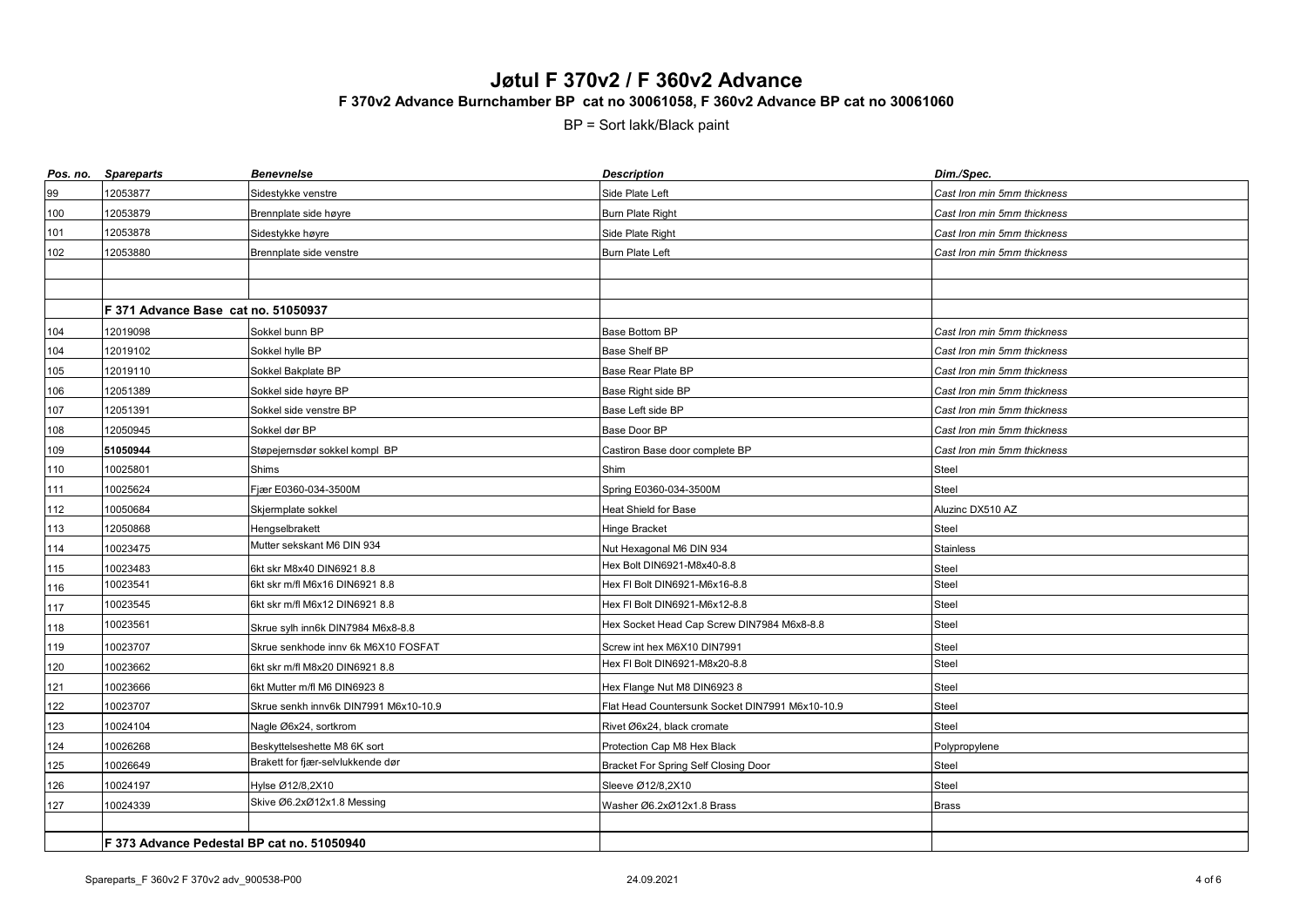# Jøtul F 370v2 / F 360v2 Advance

**F 370v2 Advance Burnchamber BP cat no 30061058, F 360v2 Advance BP cat no 30061060**

BP = Sort lakk/Black paint

| *Pos. no.* | *Spareparts* | *Benevnelse* | *Description* | *Dim./Spec.* |
|---|---|---|---|---|
| 99 | 12053877 | Sidestykke venstre | Side Plate Left | *Cast Iron min 5mm thickness* |
| 100 | 12053879 | Brennplate side høyre | Burn Plate Right | *Cast Iron min 5mm thickness* |
| 101 | 12053878 | Sidestykke høyre | Side Plate Right | *Cast Iron min 5mm thickness* |
| 102 | 12053880 | Brennplate side venstre | Burn Plate Left | *Cast Iron min 5mm thickness* |
| | | | | |
| | | | | |
| | **F 371 Advance Base cat no. 51050937** | | | |
| 104 | 12019098 | Sokkel bunn BP | Base Bottom BP | *Cast Iron min 5mm thickness* |
| 104 | 12019102 | Sokkel hylle BP | Base Shelf BP | *Cast Iron min 5mm thickness* |
| 105 | 12019110 | Sokkel Bakplate BP | Base Rear Plate BP | *Cast Iron min 5mm thickness* |
| 106 | 12051389 | Sokkel side høyre BP | Base Right side BP | *Cast Iron min 5mm thickness* |
| 107 | 12051391 | Sokkel side venstre BP | Base Left side BP | *Cast Iron min 5mm thickness* |
| 108 | 12050945 | Sokkel dør BP | Base Door BP | *Cast Iron min 5mm thickness* |
| 109 | **51050944** | Støpejernsdør sokkel kompl BP | Castiron Base door complete BP | *Cast Iron min 5mm thickness* |
| 110 | 10025801 | Shims | Shim | Steel |
| 111 | 10025624 | Fjær E0360-034-3500M | Spring E0360-034-3500M | Steel |
| 112 | 10050684 | Skjermplate sokkel | Heat Shield for Base | Aluzinc DX510 AZ |
| 113 | 12050868 | Hengselbrakett | Hinge Bracket | Steel |
| 114 | 10023475 | Mutter sekskant M6 DIN 934 | Nut Hexagonal M6 DIN 934 | Stainless |
| 115 | 10023483 | 6kt skr M8x40 DIN6921 8.8 | Hex Bolt DIN6921-M8x40-8.8 | Steel |
| 116 | 10023541 | 6kt skr m/fl M6x16 DIN6921 8.8 | Hex Fl Bolt DIN6921-M6x16-8.8 | Steel |
| 117 | 10023545 | 6kt skr m/fl M6x12 DIN6921 8.8 | Hex Fl Bolt DIN6921-M6x12-8.8 | Steel |
| 118 | 10023561 | Skrue sylh inn6k DIN7984 M6x8-8.8 | Hex Socket Head Cap Screw DIN7984 M6x8-8.8 | Steel |
| 119 | 10023707 | Skrue senkhode innv 6k M6X10 FOSFAT | Screw int hex M6X10 DIN7991 | Steel |
| 120 | 10023662 | 6kt skr m/fl M8x20 DIN6921 8.8 | Hex Fl Bolt DIN6921-M8x20-8.8 | Steel |
| 121 | 10023666 | 6kt Mutter m/fl M6 DIN6923 8 | Hex Flange Nut M8 DIN6923 8 | Steel |
| 122 | 10023707 | Skrue senkh innv6k DIN7991 M6x10-10.9 | Flat Head Countersunk Socket DIN7991 M6x10-10.9 | Steel |
| 123 | 10024104 | Nagle Ø6x24, sortkrom | Rivet Ø6x24, black cromate | Steel |
| 124 | 10026268 | Beskyttelseshette M8 6K sort | Protection Cap M8 Hex Black | Polypropylene |
| 125 | 10026649 | Brakett for fjær-selvlukkende dør | Bracket For Spring Self Closing Door | Steel |
| 126 | 10024197 | Hylse Ø12/8,2X10 | Sleeve Ø12/8,2X10 | Steel |
| 127 | 10024339 | Skive Ø6.2xØ12x1.8 Messing | Washer Ø6.2xØ12x1.8 Brass | Brass |
| | | | | |
| | **F 373 Advance Pedestal BP cat no. 51050940** | | | |

Spareparts_F 360v2 F 370v2 adv_900538-P00 — 24.09.2021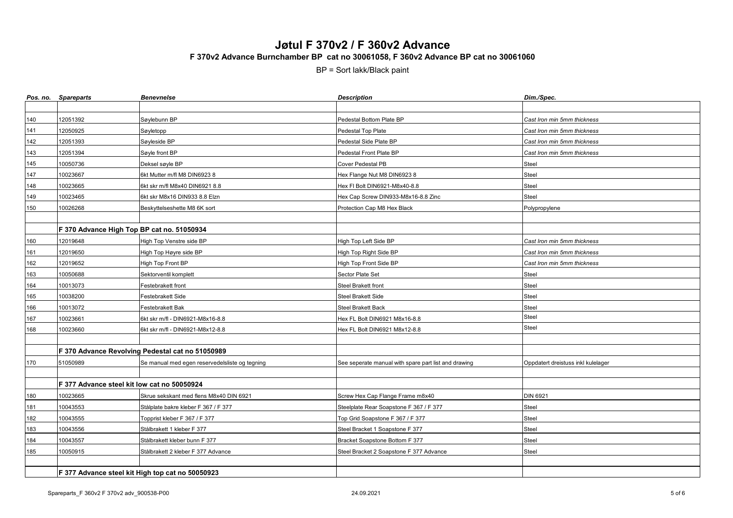# Jøtul F 370v2 / F 360v2 Advance

## F 370v2 Advance Burnchamber BP cat no 30061058, F 360v2 Advance BP cat no 30061060

BP = Sort lakk/Black paint

| *Pos. no.* | *Spareparts* | *Benevnelse* | *Description* | *Dim./Spec.* |
|---|---|---|---|---|
| | | | | |
| 140 | 12051392 | Søylebunn BP | Pedestal Bottom Plate BP | *Cast Iron min 5mm thickness* |
| 141 | 12050925 | Søyletopp | Pedestal Top Plate | *Cast Iron min 5mm thickness* |
| 142 | 12051393 | Søyleside BP | Pedestal Side Plate BP | *Cast Iron min 5mm thickness* |
| 143 | 12051394 | Søyle front BP | Pedestal Front Plate BP | *Cast Iron min 5mm thickness* |
| 145 | 10050736 | Deksel søyle BP | Cover Pedestal PB | Steel |
| 147 | 10023667 | 6kt Mutter m/fl M8 DIN6923 8 | Hex Flange Nut M8 DIN6923 8 | Steel |
| 148 | 10023665 | 6kt skr m/fl M8x40 DIN6921 8.8 | Hex Fl Bolt DIN6921-M8x40-8.8 | Steel |
| 149 | 10023465 | 6kt skr M8x16 DIN933 8.8 Elzn | Hex Cap Screw DIN933-M8x16-8.8 Zinc | Steel |
| 150 | 10026268 | Beskyttelseshette M8 6K sort | Protection Cap M8 Hex Black | Polypropylene |
| | | | | |
| | **F 370 Advance High Top BP cat no. 51050934** | | | |
| 160 | 12019648 | High Top Venstre side BP | High Top Left Side BP | *Cast Iron min 5mm thickness* |
| 161 | 12019650 | High Top Høyre side BP | High Top Right Side BP | *Cast Iron min 5mm thickness* |
| 162 | 12019652 | High Top Front BP | High Top Front Side BP | *Cast Iron min 5mm thickness* |
| 163 | 10050688 | Sektorventil komplett | Sector Plate Set | Steel |
| 164 | 10013073 | Festebrakett front | Steel Brakett front | Steel |
| 165 | 10038200 | Festebrakett Side | Steel Brakett Side | Steel |
| 166 | 10013072 | Festebrakett Bak | Steel Brakett Back | Steel |
| 167 | 10023661 | 6kt skr m/fl - DIN6921-M8x16-8.8 | Hex FL Bolt DIN6921 M8x16-8.8 | Steel |
| 168 | 10023660 | 6kt skr m/fl - DIN6921-M8x12-8.8 | Hex FL Bolt DIN6921 M8x12-8.8 | Steel |
| | | | | |
| | **F 370 Advance Revolving Pedestal cat no 51050989** | | | |
| 170 | 51050989 | Se manual med egen reservedelsliste og tegning | See seperate manual with spare part list and drawing | Oppdatert dreistuss inkl kulelager |
| | | | | |
| | **F 377 Advance steel kit low cat no 50050924** | | | |
| 180 | 10023665 | Skrue sekskant med flens M8x40 DIN 6921 | Screw Hex Cap Flange Frame m8x40 | DIN 6921 |
| 181 | 10043553 | Stålplate bakre kleber F 367 / F 377 | Steelplate Rear Soapstone F 367 / F 377 | Steel |
| 182 | 10043555 | Topprist kleber F 367 / F 377 | Top Grid Soapstone F 367 / F 377 | Steel |
| 183 | 10043556 | Stålbrakett 1 kleber F 377 | Steel Bracket 1 Soapstone F 377 | Steel |
| 184 | 10043557 | Stålbrakett kleber bunn F 377 | Bracket Soapstone Bottom F 377 | Steel |
| 185 | 10050915 | Stålbrakett 2 kleber F 377 Advance | Steel Bracket 2 Soapstone F 377 Advance | Steel |
| | | | | |
| | **F 377 Advance steel kit High top cat no 50050923** | | | |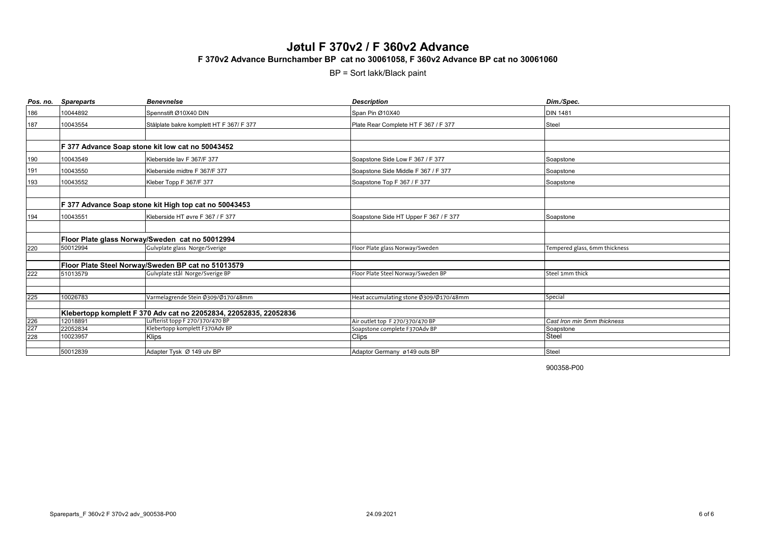# Jøtul F 370v2 / F 360v2 Advance

### F 370v2 Advance Burnchamber BP cat no 30061058, F 360v2 Advance BP cat no 30061060

BP = Sort lakk/Black paint

| *Pos. no.* | *Spareparts* | *Benevnelse* | *Description* | *Dim./Spec.* |
|---|---|---|---|---|
| 186 | 10044892 | Spennstift Ø10X40 DIN | Span Pin Ø10X40 | DIN 1481 |
| 187 | 10043554 | Stålplate bakre komplett HT F 367/ F 377 | Plate Rear Complete HT F 367 / F 377 | Steel |
| | | | | |
| | **F 377 Advance Soap stone kit low cat no 50043452** | | | |
| 190 | 10043549 | Kleberside lav F 367/F 377 | Soapstone Side Low F 367 / F 377 | Soapstone |
| 191 | 10043550 | Kleberside midtre F 367/F 377 | Soapstone Side Middle F 367 / F 377 | Soapstone |
| 193 | 10043552 | Kleber Topp F 367/F 377 | Soapstone Top F 367 / F 377 | Soapstone |
| | | | | |
| | **F 377 Advance Soap stone kit High top cat no 50043453** | | | |
| 194 | 10043551 | Kleberside HT øvre F 367 / F 377 | Soapstone Side HT Upper F 367 / F 377 | Soapstone |
| | | | | |
| | **Floor Plate glass Norway/Sweden cat no 50012994** | | | |
| 220 | 50012994 | Gulvplate glass Norge/Sverige | Floor Plate glass Norway/Sweden | Tempered glass, 6mm thickness |
| | | | | |
| | **Floor Plate Steel Norway/Sweden BP cat no 51013579** | | | |
| 222 | 51013579 | Gulvplate stål Norge/Sverige BP | Floor Plate Steel Norway/Sweden BP | Steel 1mm thick |
| | | | | |
| | | | | |
| 225 | 10026783 | Varmelagrende Stein Ø309/Ø170/48mm | Heat accumulating stone Ø309/Ø170/48mm | Special |
| | | | | |
| | **Klebertopp komplett F 370 Adv cat no 22052834, 22052835, 22052836** | | | |
| 226 | 12018891 | Lufterist topp F 270/370/470 BP | Air outlet top F 270/370/470 BP | *Cast Iron min 5mm thickness* |
| 227 | 22052834 | Klebertopp komplett F370Adv BP | Soapstone complete F370Adv BP | Soapstone |
| 228 | 10023957 | Klips | Clips | Steel |
| | | | | |
| | 50012839 | Adapter Tysk Ø 149 utv BP | Adaptor Germany ø149 outs BP | Steel |

900358-P00

Spareparts_F 360v2 F 370v2 adv_900538-P00 24.09.2021